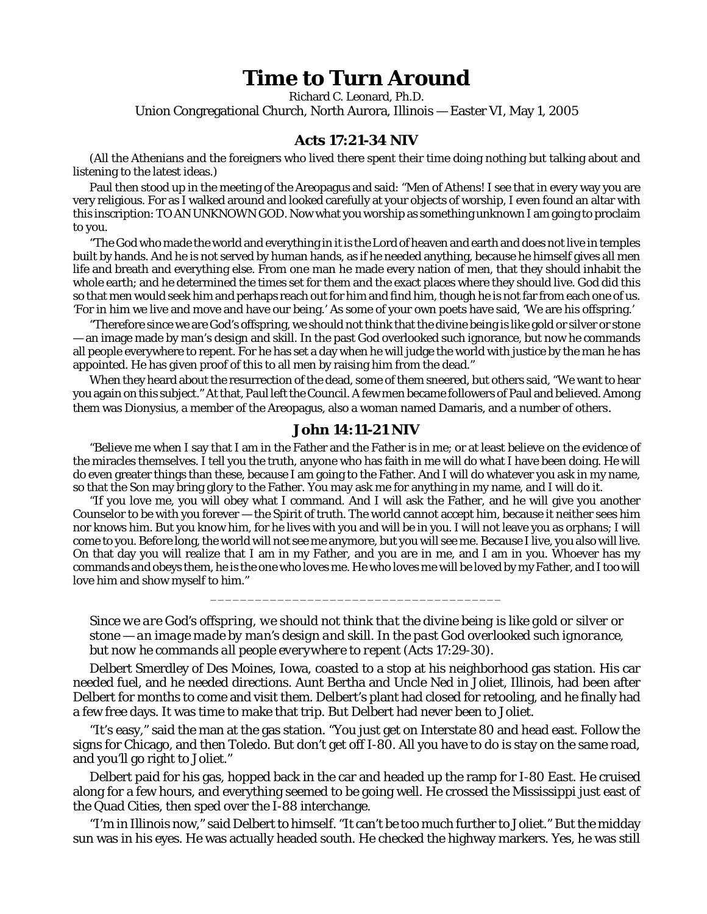# Time to Turn Around

Richard C. Leonard, Ph.D.
Union Congregational Church, North Aurora, Illinois — Easter VI, May 1, 2005

## Acts 17:21-34 NIV

(All the Athenians and the foreigners who lived there spent their time doing nothing but talking about and listening to the latest ideas.)

Paul then stood up in the meeting of the Areopagus and said: "Men of Athens! I see that in every way you are very religious. For as I walked around and looked carefully at your objects of worship, I even found an altar with this inscription: TO AN UNKNOWN GOD. Now what you worship as something unknown I am going to proclaim to you.

"The God who made the world and everything in it is the Lord of heaven and earth and does not live in temples built by hands. And he is not served by human hands, as if he needed anything, because he himself gives all men life and breath and everything else. From one man he made every nation of men, that they should inhabit the whole earth; and he determined the times set for them and the exact places where they should live. God did this so that men would seek him and perhaps reach out for him and find him, though he is not far from each one of us. 'For in him we live and move and have our being.' As some of your own poets have said, 'We are his offspring.'

"Therefore since we are God's offspring, we should not think that the divine being is like gold or silver or stone — an image made by man's design and skill. In the past God overlooked such ignorance, but now he commands all people everywhere to repent. For he has set a day when he will judge the world with justice by the man he has appointed. He has given proof of this to all men by raising him from the dead."

When they heard about the resurrection of the dead, some of them sneered, but others said, "We want to hear you again on this subject." At that, Paul left the Council. A few men became followers of Paul and believed. Among them was Dionysius, a member of the Areopagus, also a woman named Damaris, and a number of others.

## John 14:11-21 NIV

"Believe me when I say that I am in the Father and the Father is in me; or at least believe on the evidence of the miracles themselves. I tell you the truth, anyone who has faith in me will do what I have been doing. He will do even greater things than these, because I am going to the Father. And I will do whatever you ask in my name, so that the Son may bring glory to the Father. You may ask me for anything in my name, and I will do it.

"If you love me, you will obey what I command. And I will ask the Father, and he will give you another Counselor to be with you forever — the Spirit of truth. The world cannot accept him, because it neither sees him nor knows him. But you know him, for he lives with you and will be in you. I will not leave you as orphans; I will come to you. Before long, the world will not see me anymore, but you will see me. Because I live, you also will live. On that day you will realize that I am in my Father, and you are in me, and I am in you. Whoever has my commands and obeys them, he is the one who loves me. He who loves me will be loved by my Father, and I too will love him and show myself to him."

\_\_\_\_\_\_\_\_\_\_\_\_\_\_\_\_\_\_\_\_\_\_\_\_\_\_\_\_\_\_\_\_\_\_\_\_\_\_\_\_

*Since we are God's offspring, we should not think that the divine being is like gold or silver or stone — an image made by man's design and skill. In the past God overlooked such ignorance, but now he commands all people everywhere to repent (Acts 17:29-30).*

Delbert Smerdley of Des Moines, Iowa, coasted to a stop at his neighborhood gas station. His car needed fuel, and he needed directions. Aunt Bertha and Uncle Ned in Joliet, Illinois, had been after Delbert for months to come and visit them. Delbert's plant had closed for retooling, and he finally had a few free days. It was time to make that trip. But Delbert had never been to Joliet.

"It's easy," said the man at the gas station. "You just get on Interstate 80 and head east. Follow the signs for Chicago, and then Toledo. But don't get off I-80. All you have to do is stay on the same road, and you'll go right to Joliet."

Delbert paid for his gas, hopped back in the car and headed up the ramp for I-80 East. He cruised along for a few hours, and everything seemed to be going well. He crossed the Mississippi just east of the Quad Cities, then sped over the I-88 interchange.

"I'm in Illinois now," said Delbert to himself. "It can't be too much further to Joliet." But the midday sun was in his eyes. He was actually headed south. He checked the highway markers. Yes, he was still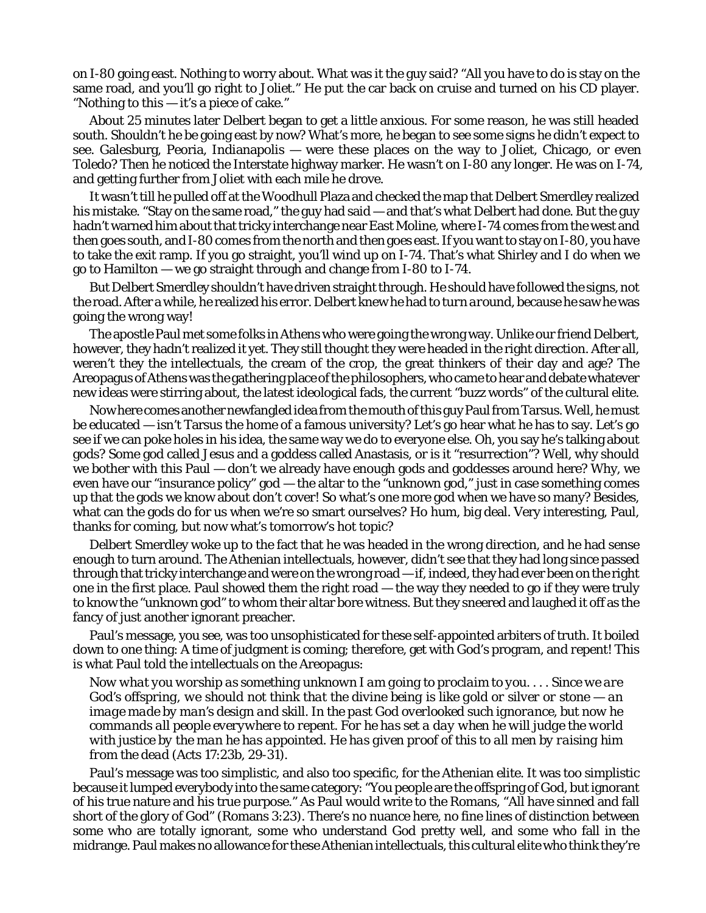on I-80 going east. Nothing to worry about. What was it the guy said? "All you have to do is stay on the same road, and you'll go right to Joliet." He put the car back on cruise and turned on his CD player. "Nothing to this — it's a piece of cake."

About 25 minutes later Delbert began to get a little anxious. For some reason, he was still headed south. Shouldn't he be going east by now? What's more, he began to see some signs he didn't expect to see. Galesburg, Peoria, Indianapolis — were these places on the way to Joliet, Chicago, or even Toledo? Then he noticed the Interstate highway marker. He wasn't on I-80 any longer. He was on I-74, and getting further from Joliet with each mile he drove.

It wasn't till he pulled off at the Woodhull Plaza and checked the map that Delbert Smerdley realized his mistake. "Stay on the same road," the guy had said — and that's what Delbert had done. But the guy hadn't warned him about that tricky interchange near East Moline, where I-74 comes from the west and then goes south, and I-80 comes from the north and then goes east. If you want to stay on I-80, you have to take the exit ramp. If you go straight, you'll wind up on I-74. That's what Shirley and I do when we go to Hamilton — we go straight through and change from I-80 to I-74.

But Delbert Smerdley shouldn't have driven straight through. He should have followed the signs, not the road. After a while, he realized his error. Delbert knew he had to *turn around*, because he saw he was going the wrong way!

The apostle Paul met some folks in Athens who were going the wrong way. Unlike our friend Delbert, however, they hadn't realized it yet. They still thought they were headed in the right direction. After all, weren't they the intellectuals, the cream of the crop, the great thinkers of their day and age? The Areopagus of Athens was the gathering place of the philosophers, who came to hear and debate whatever new ideas were stirring about, the latest ideological fads, the current "buzz words" of the cultural elite.

Now here comes another newfangled idea from the mouth of this guy Paul from Tarsus. Well, he must be educated — isn't Tarsus the home of a famous university? Let's go hear what he has to say. Let's go see if we can poke holes in his idea, the same way we do to everyone else. Oh, you say he's talking about gods? Some god called Jesus and a goddess called Anastasis, or is it "resurrection"? Well, why should we bother with this Paul — don't we already have enough gods and goddesses around here? Why, we even have our "insurance policy" god — the altar to the "unknown god," just in case something comes up that the gods we know about don't cover! So what's one more god when we have so many? Besides, what can the gods do for us when we're so smart ourselves? Ho hum, big deal. Very interesting, Paul, thanks for coming, but now what's tomorrow's hot topic?

Delbert Smerdley woke up to the fact that he was headed in the wrong direction, and he had sense enough to turn around. The Athenian intellectuals, however, didn't see that they had long since passed through that tricky interchange and were on the wrong road — if, indeed, they had ever been on the right one in the first place. Paul showed them the right road — the way they needed to go if they were truly to know the "unknown god" to whom their altar bore witness. But they sneered and laughed it off as the fancy of just another ignorant preacher.

Paul's message, you see, was too unsophisticated for these self-appointed arbiters of truth. It boiled down to one thing: A time of judgment is coming; therefore, get with God's program, and repent! This is what Paul told the intellectuals on the Areopagus:

> *Now what you worship as something unknown I am going to proclaim to you. . . . Since we are God's offspring, we should not think that the divine being is like gold or silver or stone — an image made by man's design and skill. In the past God overlooked such ignorance, but now he commands all people everywhere to repent. For he has set a day when he will judge the world with justice by the man he has appointed. He has given proof of this to all men by raising him from the dead* (Acts 17:23b, 29-31).

Paul's message was too simplistic, and also too specific, for the Athenian elite. It was too simplistic because it lumped everybody into the same category: "You people are the offspring of God, but ignorant of his true nature and his true purpose." As Paul would write to the Romans, "All have sinned and fall short of the glory of God" (Romans 3:23). There's no nuance here, no fine lines of distinction between some who are totally ignorant, some who understand God pretty well, and some who fall in the midrange. Paul makes no allowance for these Athenian intellectuals, this cultural elite who think they're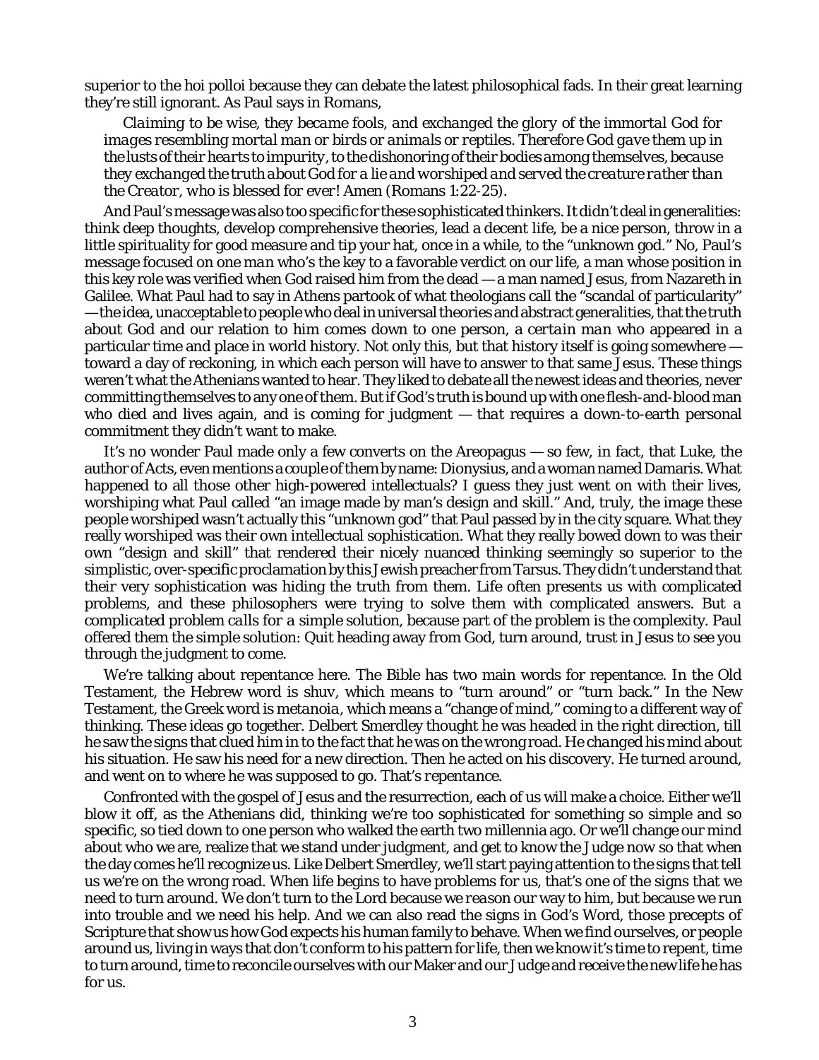superior to the hoi polloi because they can debate the latest philosophical fads. In their great learning they're still ignorant. As Paul says in Romans,

> *Claiming to be wise, they became fools, and exchanged the glory of the immortal God for images resembling mortal man or birds or animals or reptiles. Therefore God gave them up in the lusts of their hearts to impurity, to the dishonoring of their bodies among themselves, because they exchanged the truth about God for a lie and worshiped and served the creature rather than the Creator, who is blessed for ever! Amen* (Romans 1:22-25).

And Paul's message was also too specific for these sophisticated thinkers. It didn't deal in generalities: think deep thoughts, develop comprehensive theories, lead a decent life, be a nice person, throw in a little spirituality for good measure and tip your hat, once in a while, to the "unknown god." No, Paul's message focused on *one man* who's the key to a favorable verdict on our life, a man whose position in this key role was verified when God raised him from the dead — a man named Jesus, from Nazareth in Galilee. What Paul had to say in Athens partook of what theologians call the "scandal of particularity" — the idea, unacceptable to people who deal in universal theories and abstract generalities, that the truth about God and our relation to him comes down to one person, a *certain man* who appeared in a particular time and place in world history. Not only this, but that history itself is going somewhere — toward a day of reckoning, in which each person will have to answer to that same Jesus. These things weren't what the Athenians wanted to hear. They liked to debate all the newest ideas and theories, never committing themselves to any one of them. But if God's truth is bound up with one flesh-and-blood man who died and lives again, and is coming for judgment — *that* requires a down-to-earth personal commitment they didn't want to make.

It's no wonder Paul made only a few converts on the Areopagus — so few, in fact, that Luke, the author of Acts, even mentions a couple of them by name: Dionysius, and a woman named Damaris. What happened to all those other high-powered intellectuals? I guess they just went on with their lives, worshiping what Paul called "an image made by man's design and skill." And, truly, the image these people worshiped wasn't actually this "unknown god" that Paul passed by in the city square. What they really worshiped was their own intellectual sophistication. What they really bowed down to was their own "design and skill" that rendered their nicely nuanced thinking seemingly so superior to the simplistic, over-specific proclamation by this Jewish preacher from Tarsus. They didn't understand that their very sophistication was hiding the truth from them. Life often presents us with complicated problems, and these philosophers were trying to solve them with complicated answers. But *a complicated problem calls for a simple solution,* because part of the problem is the complexity. Paul offered them the simple solution: Quit heading away from God, turn around, trust in Jesus to see you through the judgment to come.

We're talking about repentance here. The Bible has two main words for repentance. In the Old Testament, the Hebrew word is *shuv,* which means to "turn around" or "turn back." In the New Testament, the Greek word is *metanoia,* which means a "change of mind," coming to a different way of thinking. These ideas go together. Delbert Smerdley thought he was headed in the right direction, till he saw the signs that clued him in to the fact that he was on the wrong road. He *changed his mind* about his situation. He saw his need for a new direction. Then he acted on his discovery. He *turned around,* and went on to where he was supposed to go. *That's repentance.*

Confronted with the gospel of Jesus and the resurrection, each of us will make a choice. Either we'll blow it off, as the Athenians did, thinking we're too sophisticated for something so simple and so specific, so tied down to one person who walked the earth two millennia ago. Or we'll change our mind about who we are, realize that we stand under judgment, and get to know the Judge now so that when the day comes he'll recognize us. Like Delbert Smerdley, we'll start paying attention to the signs that tell us we're on the wrong road. When life begins to have problems for us, that's one of the signs that we need to turn around. We don't turn to the Lord because we *reason* our way to him, but because we run into trouble and we need his help. And we can also read the signs in God's Word, those precepts of Scripture that show us how God expects his human family to behave. When we find ourselves, or people around us, living in ways that don't conform to his pattern for life, then we know it's time to repent, time to turn around, time to reconcile ourselves with our Maker and our Judge and receive the new life he has for us.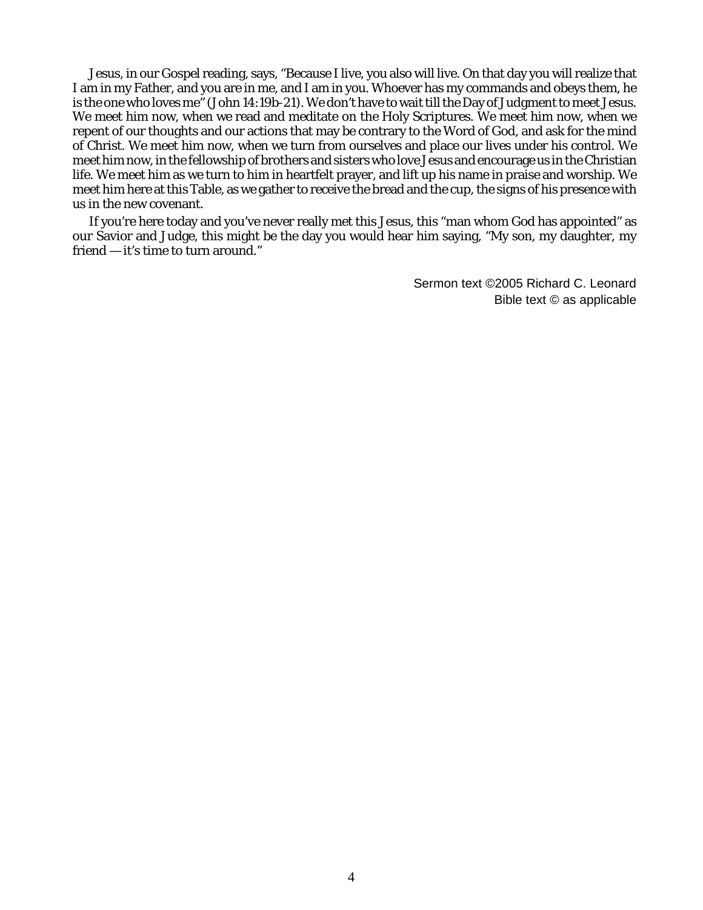Jesus, in our Gospel reading, says, "Because I live, you also will live. On that day you will realize that I am in my Father, and you are in me, and I am in you. Whoever has my commands and obeys them, he is the one who loves me" (John 14:19b-21). We don't have to wait till the Day of Judgment to meet Jesus. We meet him now, when we read and meditate on the Holy Scriptures. We meet him now, when we repent of our thoughts and our actions that may be contrary to the Word of God, and ask for the mind of Christ. We meet him now, when we turn from ourselves and place our lives under his control. We meet him now, in the fellowship of brothers and sisters who love Jesus and encourage us in the Christian life. We meet him as we turn to him in heartfelt prayer, and lift up his name in praise and worship. We meet him here at this Table, as we gather to receive the bread and the cup, the signs of his presence with us in the new covenant.

If you're here today and you've never really met this Jesus, this "man whom God has appointed" as our Savior and Judge, this might be the day you would hear him saying, "My son, my daughter, my friend — it's time to turn around."

Sermon text ©2005 Richard C. Leonard
Bible text © as applicable